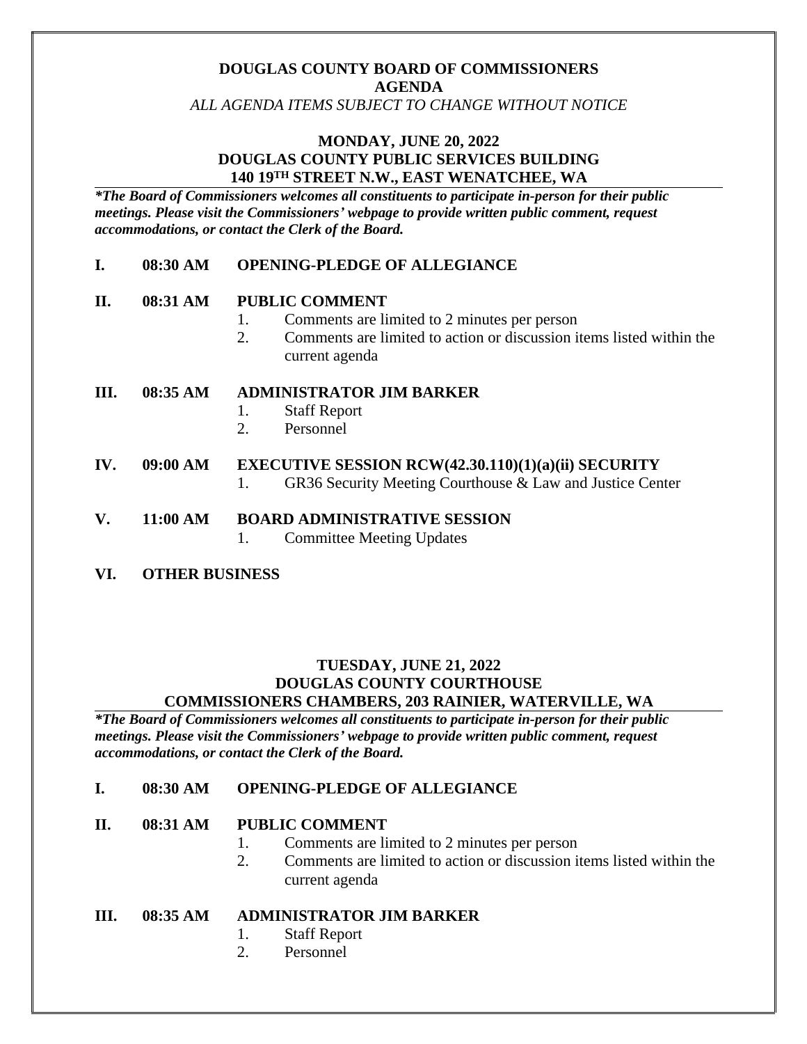# DOUGLAS COUNTY BOARD OF COMMISSIONERS
## AGENDA

*ALL AGENDA ITEMS SUBJECT TO CHANGE WITHOUT NOTICE*

## MONDAY, JUNE 20, 2022
## DOUGLAS COUNTY PUBLIC SERVICES BUILDING
## 140 19TH STREET N.W., EAST WENATCHEE, WA

***The Board of Commissioners welcomes all constituents to participate in-person for their public meetings. Please visit the Commissioners' webpage to provide written public comment, request accommodations, or contact the Clerk of the Board.***

**I. 08:30 AM OPENING-PLEDGE OF ALLEGIANCE**

**II. 08:31 AM PUBLIC COMMENT**

1. Comments are limited to 2 minutes per person
2. Comments are limited to action or discussion items listed within the current agenda

**III. 08:35 AM ADMINISTRATOR JIM BARKER**

1. Staff Report
2. Personnel

**IV. 09:00 AM EXECUTIVE SESSION RCW(42.30.110)(1)(a)(ii) SECURITY**

1. GR36 Security Meeting Courthouse & Law and Justice Center

**V. 11:00 AM BOARD ADMINISTRATIVE SESSION**

1. Committee Meeting Updates

**VI. OTHER BUSINESS**

## TUESDAY, JUNE 21, 2022
## DOUGLAS COUNTY COURTHOUSE
## COMMISSIONERS CHAMBERS, 203 RAINIER, WATERVILLE, WA

***The Board of Commissioners welcomes all constituents to participate in-person for their public meetings. Please visit the Commissioners' webpage to provide written public comment, request accommodations, or contact the Clerk of the Board.***

**I. 08:30 AM OPENING-PLEDGE OF ALLEGIANCE**

**II. 08:31 AM PUBLIC COMMENT**

1. Comments are limited to 2 minutes per person
2. Comments are limited to action or discussion items listed within the current agenda

**III. 08:35 AM ADMINISTRATOR JIM BARKER**

1. Staff Report
2. Personnel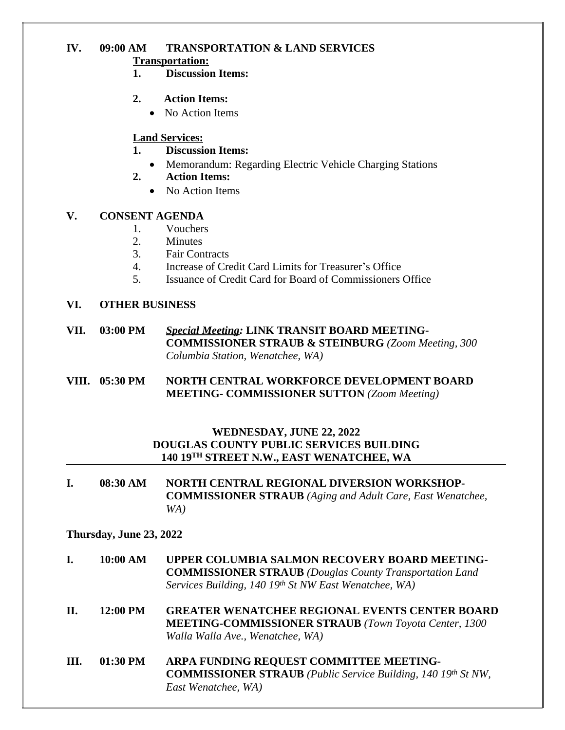**IV. 09:00 AM TRANSPORTATION & LAND SERVICES**

**Transportation:**

1. **Discussion Items:**

2. **Action Items:**
   - No Action Items

**Land Services:**

1. **Discussion Items:**
   - Memorandum: Regarding Electric Vehicle Charging Stations
2. **Action Items:**
   - No Action Items

**V. CONSENT AGENDA**

1. Vouchers
2. Minutes
3. Fair Contracts
4. Increase of Credit Card Limits for Treasurer's Office
5. Issuance of Credit Card for Board of Commissioners Office

**VI. OTHER BUSINESS**

**VII. 03:00 PM** ***Special Meeting:*** **LINK TRANSIT BOARD MEETING-COMMISSIONER STRAUB & STEINBURG** *(Zoom Meeting, 300 Columbia Station, Wenatchee, WA)*

**VIII. 05:30 PM NORTH CENTRAL WORKFORCE DEVELOPMENT BOARD MEETING- COMMISSIONER SUTTON** *(Zoom Meeting)*

**WEDNESDAY, JUNE 22, 2022**
**DOUGLAS COUNTY PUBLIC SERVICES BUILDING**
**140 19TH STREET N.W., EAST WENATCHEE, WA**

**I. 08:30 AM NORTH CENTRAL REGIONAL DIVERSION WORKSHOP-COMMISSIONER STRAUB** *(Aging and Adult Care, East Wenatchee, WA)*

**Thursday, June 23, 2022**

**I. 10:00 AM UPPER COLUMBIA SALMON RECOVERY BOARD MEETING-COMMISSIONER STRAUB** *(Douglas County Transportation Land Services Building, 140 19th St NW East Wenatchee, WA)*

**II. 12:00 PM GREATER WENATCHEE REGIONAL EVENTS CENTER BOARD MEETING-COMMISSIONER STRAUB** *(Town Toyota Center, 1300 Walla Walla Ave., Wenatchee, WA)*

**III. 01:30 PM ARPA FUNDING REQUEST COMMITTEE MEETING-COMMISSIONER STRAUB** *(Public Service Building, 140 19th St NW, East Wenatchee, WA)*